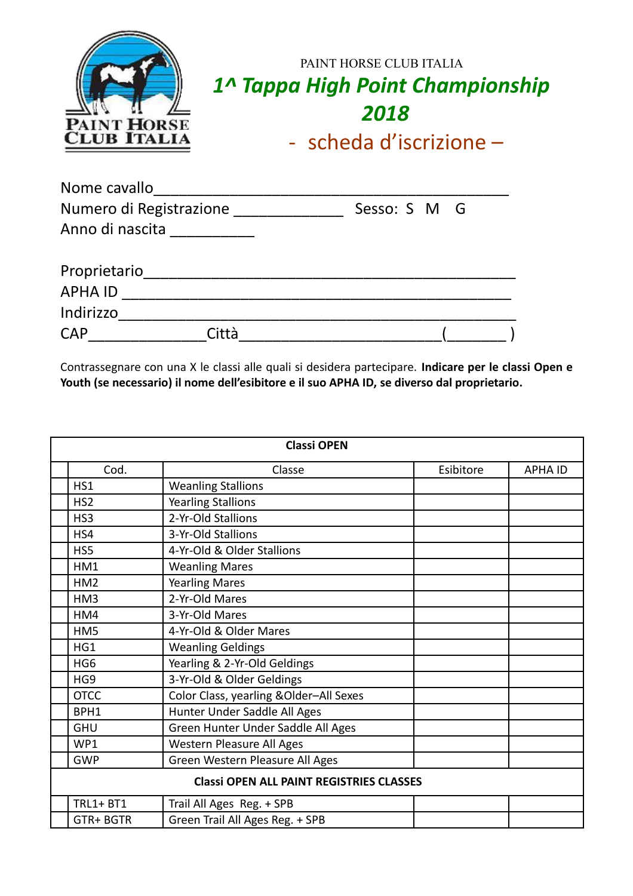PAINT HORSE CLUB ITALIA

# *1^ Tappa High Point Championship 2018*

## - scheda d'iscrizione –

Nome cavallo_____________________________________________

Numero di Registrazione _____________ Sesso: S M G

Anno di nascita __________

Proprietario_______________________________________________

APHA ID _______________________________________________

Indirizzo________________________________________________

CAP_____________Città________________________(_______ )

Contrassegnare con una X le classi alle quali si desidera partecipare. **Indicare per le classi Open e Youth (se necessario) il nome dell'esibitore e il suo APHA ID, se diverso dal proprietario.**

| | Cod. | Classe | Esibitore | APHA ID |
|---|---|---|---|---|
| | | **Classi OPEN** | | |
| | HS1 | Weanling Stallions | | |
| | HS2 | Yearling Stallions | | |
| | HS3 | 2-Yr-Old Stallions | | |
| | HS4 | 3-Yr-Old Stallions | | |
| | HS5 | 4-Yr-Old & Older Stallions | | |
| | HM1 | Weanling Mares | | |
| | HM2 | Yearling Mares | | |
| | HM3 | 2-Yr-Old Mares | | |
| | HM4 | 3-Yr-Old Mares | | |
| | HM5 | 4-Yr-Old & Older Mares | | |
| | HG1 | Weanling Geldings | | |
| | HG6 | Yearling & 2-Yr-Old Geldings | | |
| | HG9 | 3-Yr-Old & Older Geldings | | |
| | OTCC | Color Class, yearling &Older–All Sexes | | |
| | BPH1 | Hunter Under Saddle All Ages | | |
| | GHU | Green Hunter Under Saddle All Ages | | |
| | WP1 | Western Pleasure All Ages | | |
| | GWP | Green Western Pleasure All Ages | | |
| | | **Classi OPEN ALL PAINT REGISTRIES CLASSES** | | |
| | TRL1+ BT1 | Trail All Ages Reg. + SPB | | |
| | GTR+ BGTR | Green Trail All Ages Reg. + SPB | | |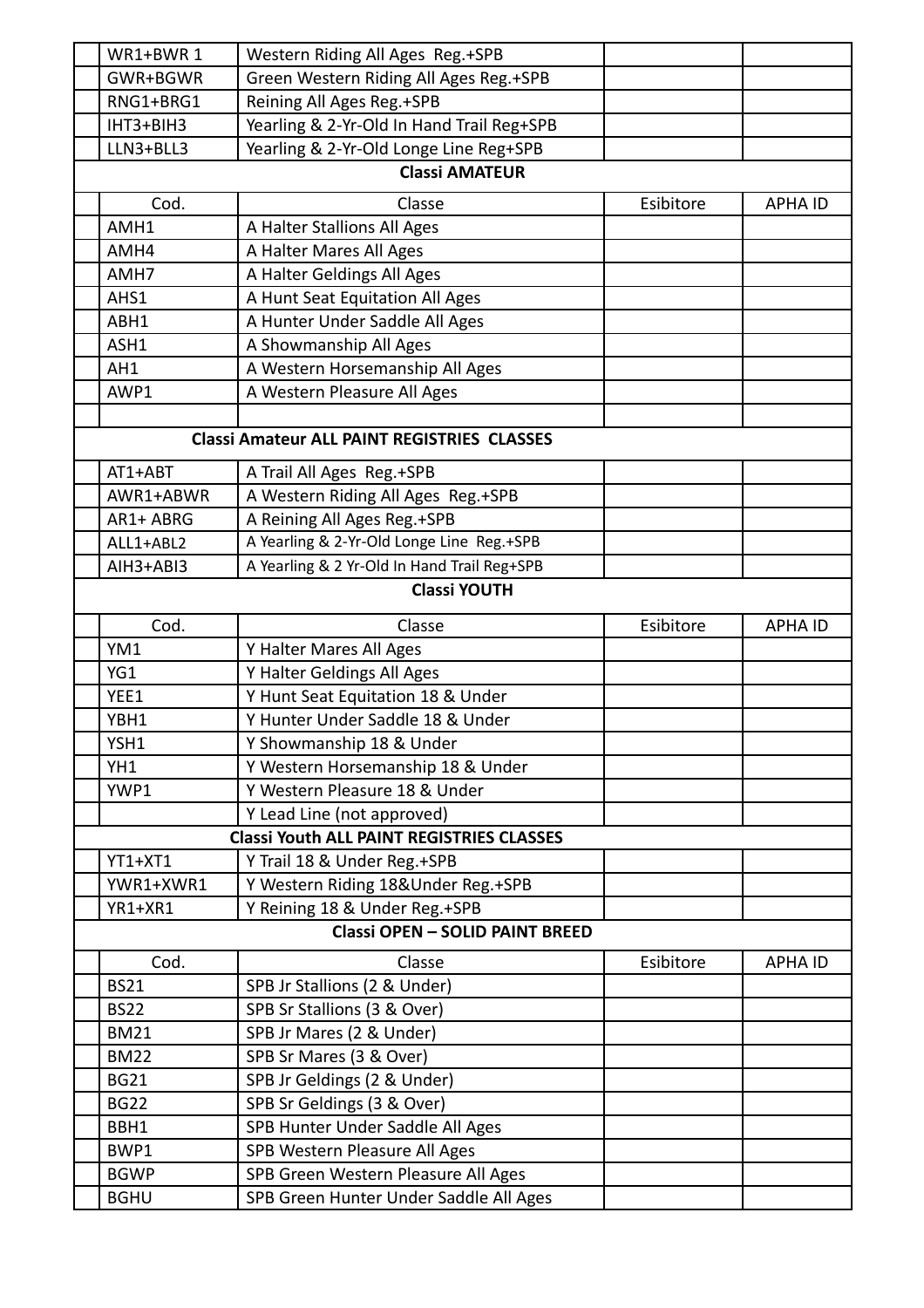|  | WR1+BWR 1 | Western Riding All Ages  Reg.+SPB |  |  |
|---|---|---|---|---|
|  | GWR+BGWR | Green Western Riding All Ages Reg.+SPB |  |  |
|  | RNG1+BRG1 | Reining All Ages Reg.+SPB |  |  |
|  | IHT3+BIH3 | Yearling & 2-Yr-Old In Hand Trail Reg+SPB |  |  |
|  | LLN3+BLL3 | Yearling & 2-Yr-Old Longe Line Reg+SPB |  |  |

**Classi AMATEUR**

|  | Cod. | Classe | Esibitore | APHA ID |
|---|---|---|---|---|
|  | AMH1 | A Halter Stallions All Ages |  |  |
|  | AMH4 | A Halter Mares All Ages |  |  |
|  | AMH7 | A Halter Geldings All Ages |  |  |
|  | AHS1 | A Hunt Seat Equitation All Ages |  |  |
|  | ABH1 | A Hunter Under Saddle All Ages |  |  |
|  | ASH1 | A Showmanship All Ages |  |  |
|  | AH1 | A Western Horsemanship All Ages |  |  |
|  | AWP1 | A Western Pleasure All Ages |  |  |
|  |  |  |  |  |

**Classi Amateur ALL PAINT REGISTRIES CLASSES**

|  | Cod. | Classe | Esibitore | APHA ID |
|---|---|---|---|---|
|  | AT1+ABT | A Trail All Ages  Reg.+SPB |  |  |
|  | AWR1+ABWR | A Western Riding All Ages  Reg.+SPB |  |  |
|  | AR1+ ABRG | A Reining All Ages Reg.+SPB |  |  |
|  | ALL1+ABL2 | A Yearling & 2-Yr-Old Longe Line  Reg.+SPB |  |  |
|  | AIH3+ABI3 | A Yearling & 2 Yr-Old In Hand Trail Reg+SPB |  |  |

**Classi YOUTH**

|  | Cod. | Classe | Esibitore | APHA ID |
|---|---|---|---|---|
|  | YM1 | Y Halter Mares All Ages |  |  |
|  | YG1 | Y Halter Geldings All Ages |  |  |
|  | YEE1 | Y Hunt Seat Equitation 18 & Under |  |  |
|  | YBH1 | Y Hunter Under Saddle 18 & Under |  |  |
|  | YSH1 | Y Showmanship 18 & Under |  |  |
|  | YH1 | Y Western Horsemanship 18 & Under |  |  |
|  | YWP1 | Y Western Pleasure 18 & Under |  |  |
|  |  | Y Lead Line (not approved) |  |  |

**Classi Youth ALL PAINT REGISTRIES CLASSES**

|  | Cod. | Classe | Esibitore | APHA ID |
|---|---|---|---|---|
|  | YT1+XT1 | Y Trail 18 & Under Reg.+SPB |  |  |
|  | YWR1+XWR1 | Y Western Riding 18&Under Reg.+SPB |  |  |
|  | YR1+XR1 | Y Reining 18 & Under Reg.+SPB |  |  |

**Classi OPEN – SOLID PAINT BREED**

|  | Cod. | Classe | Esibitore | APHA ID |
|---|---|---|---|---|
|  | BS21 | SPB Jr Stallions (2 & Under) |  |  |
|  | BS22 | SPB Sr Stallions (3 & Over) |  |  |
|  | BM21 | SPB Jr Mares (2 & Under) |  |  |
|  | BM22 | SPB Sr Mares (3 & Over) |  |  |
|  | BG21 | SPB Jr Geldings (2 & Under) |  |  |
|  | BG22 | SPB Sr Geldings (3 & Over) |  |  |
|  | BBH1 | SPB Hunter Under Saddle All Ages |  |  |
|  | BWP1 | SPB Western Pleasure All Ages |  |  |
|  | BGWP | SPB Green Western Pleasure All Ages |  |  |
|  | BGHU | SPB Green Hunter Under Saddle All Ages |  |  |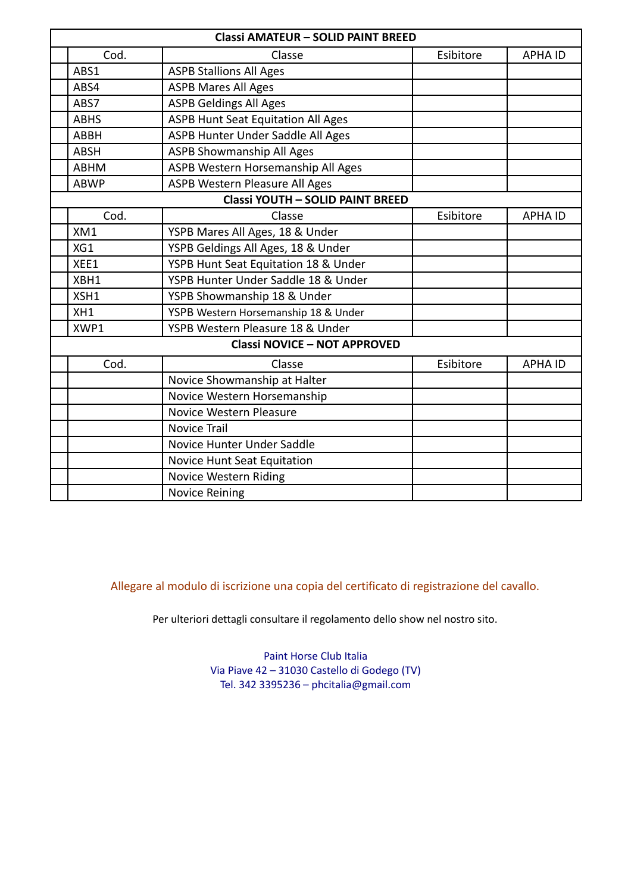| | Classi AMATEUR – SOLID PAINT BREED | | | |
|---|---|---|---|---|
| | Cod. | Classe | Esibitore | APHA ID |
| | ABS1 | ASPB Stallions All Ages | | |
| | ABS4 | ASPB Mares All Ages | | |
| | ABS7 | ASPB Geldings All Ages | | |
| | ABHS | ASPB Hunt Seat Equitation All Ages | | |
| | ABBH | ASPB Hunter Under Saddle All Ages | | |
| | ABSH | ASPB Showmanship All Ages | | |
| | ABHM | ASPB Western Horsemanship All Ages | | |
| | ABWP | ASPB Western Pleasure All Ages | | |
| | **Classi YOUTH – SOLID PAINT BREED** | | | |
| | Cod. | Classe | Esibitore | APHA ID |
| | XM1 | YSPB Mares All Ages, 18 & Under | | |
| | XG1 | YSPB Geldings All Ages, 18 & Under | | |
| | XEE1 | YSPB Hunt Seat Equitation 18 & Under | | |
| | XBH1 | YSPB Hunter Under Saddle 18 & Under | | |
| | XSH1 | YSPB Showmanship 18 & Under | | |
| | XH1 | YSPB Western Horsemanship 18 & Under | | |
| | XWP1 | YSPB Western Pleasure 18 & Under | | |
| | **Classi NOVICE – NOT APPROVED** | | | |
| | Cod. | Classe | Esibitore | APHA ID |
| | | Novice Showmanship at Halter | | |
| | | Novice Western Horsemanship | | |
| | | Novice Western Pleasure | | |
| | | Novice Trail | | |
| | | Novice Hunter Under Saddle | | |
| | | Novice Hunt Seat Equitation | | |
| | | Novice Western Riding | | |
| | | Novice Reining | | |

Allegare al modulo di iscrizione una copia del certificato di registrazione del cavallo.

Per ulteriori dettagli consultare il regolamento dello show nel nostro sito.

Paint Horse Club Italia
Via Piave 42 – 31030 Castello di Godego (TV)
Tel. 342 3395236 – phcitalia@gmail.com